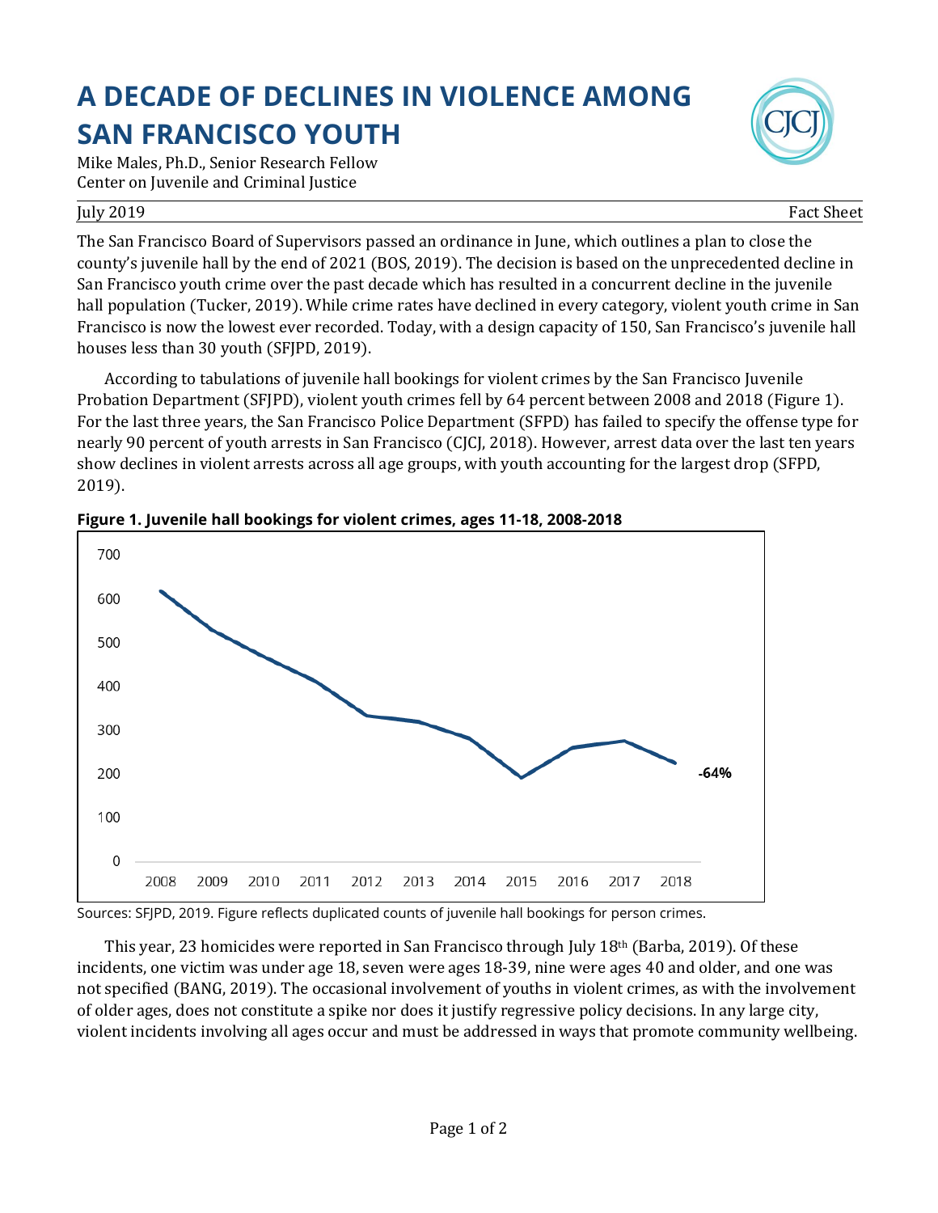# A DECADE OF DECLINES IN VIOLENCE AMONG SAN FRANCISCO YOUTH

Mike Males, Ph.D., Senior Research Fellow
Center on Juvenile and Criminal Justice

July 2019 — Fact Sheet

The San Francisco Board of Supervisors passed an ordinance in June, which outlines a plan to close the county's juvenile hall by the end of 2021 (BOS, 2019). The decision is based on the unprecedented decline in San Francisco youth crime over the past decade which has resulted in a concurrent decline in the juvenile hall population (Tucker, 2019). While crime rates have declined in every category, violent youth crime in San Francisco is now the lowest ever recorded. Today, with a design capacity of 150, San Francisco's juvenile hall houses less than 30 youth (SFJPD, 2019).

According to tabulations of juvenile hall bookings for violent crimes by the San Francisco Juvenile Probation Department (SFJPD), violent youth crimes fell by 64 percent between 2008 and 2018 (Figure 1). For the last three years, the San Francisco Police Department (SFPD) has failed to specify the offense type for nearly 90 percent of youth arrests in San Francisco (CJCJ, 2018). However, arrest data over the last ten years show declines in violent arrests across all age groups, with youth accounting for the largest drop (SFPD, 2019).

**Figure 1. Juvenile hall bookings for violent crimes, ages 11-18, 2008-2018**

Sources: SFJPD, 2019. Figure reflects duplicated counts of juvenile hall bookings for person crimes.

This year, 23 homicides were reported in San Francisco through July 18th (Barba, 2019). Of these incidents, one victim was under age 18, seven were ages 18-39, nine were ages 40 and older, and one was not specified (BANG, 2019). The occasional involvement of youths in violent crimes, as with the involvement of older ages, does not constitute a spike nor does it justify regressive policy decisions. In any large city, violent incidents involving all ages occur and must be addressed in ways that promote community wellbeing.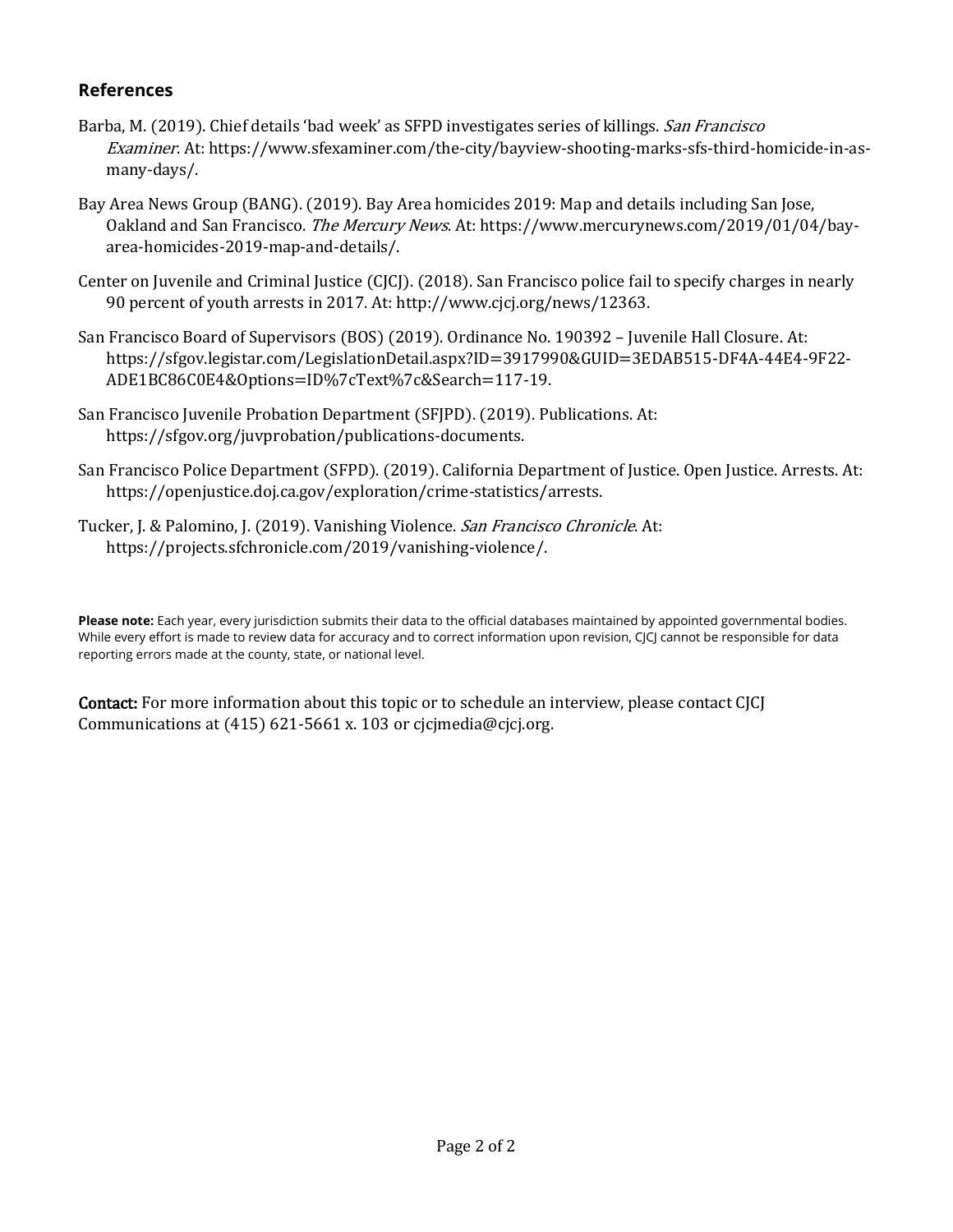## References

Barba, M. (2019). Chief details 'bad week' as SFPD investigates series of killings. *San Francisco Examiner*. At: https://www.sfexaminer.com/the-city/bayview-shooting-marks-sfs-third-homicide-in-as-many-days/.

Bay Area News Group (BANG). (2019). Bay Area homicides 2019: Map and details including San Jose, Oakland and San Francisco. *The Mercury News*. At: https://www.mercurynews.com/2019/01/04/bay-area-homicides-2019-map-and-details/.

Center on Juvenile and Criminal Justice (CJCJ). (2018). San Francisco police fail to specify charges in nearly 90 percent of youth arrests in 2017. At: http://www.cjcj.org/news/12363.

San Francisco Board of Supervisors (BOS) (2019). Ordinance No. 190392 – Juvenile Hall Closure. At: https://sfgov.legistar.com/LegislationDetail.aspx?ID=3917990&GUID=3EDAB515-DF4A-44E4-9F22-ADE1BC86C0E4&Options=ID%7cText%7c&Search=117-19.

San Francisco Juvenile Probation Department (SFJPD). (2019). Publications. At: https://sfgov.org/juvprobation/publications-documents.

San Francisco Police Department (SFPD). (2019). California Department of Justice. Open Justice. Arrests. At: https://openjustice.doj.ca.gov/exploration/crime-statistics/arrests.

Tucker, J. & Palomino, J. (2019). Vanishing Violence. *San Francisco Chronicle*. At: https://projects.sfchronicle.com/2019/vanishing-violence/.

**Please note:** Each year, every jurisdiction submits their data to the official databases maintained by appointed governmental bodies. While every effort is made to review data for accuracy and to correct information upon revision, CJCJ cannot be responsible for data reporting errors made at the county, state, or national level.

**Contact:** For more information about this topic or to schedule an interview, please contact CJCJ Communications at (415) 621-5661 x. 103 or cjcjmedia@cjcj.org.